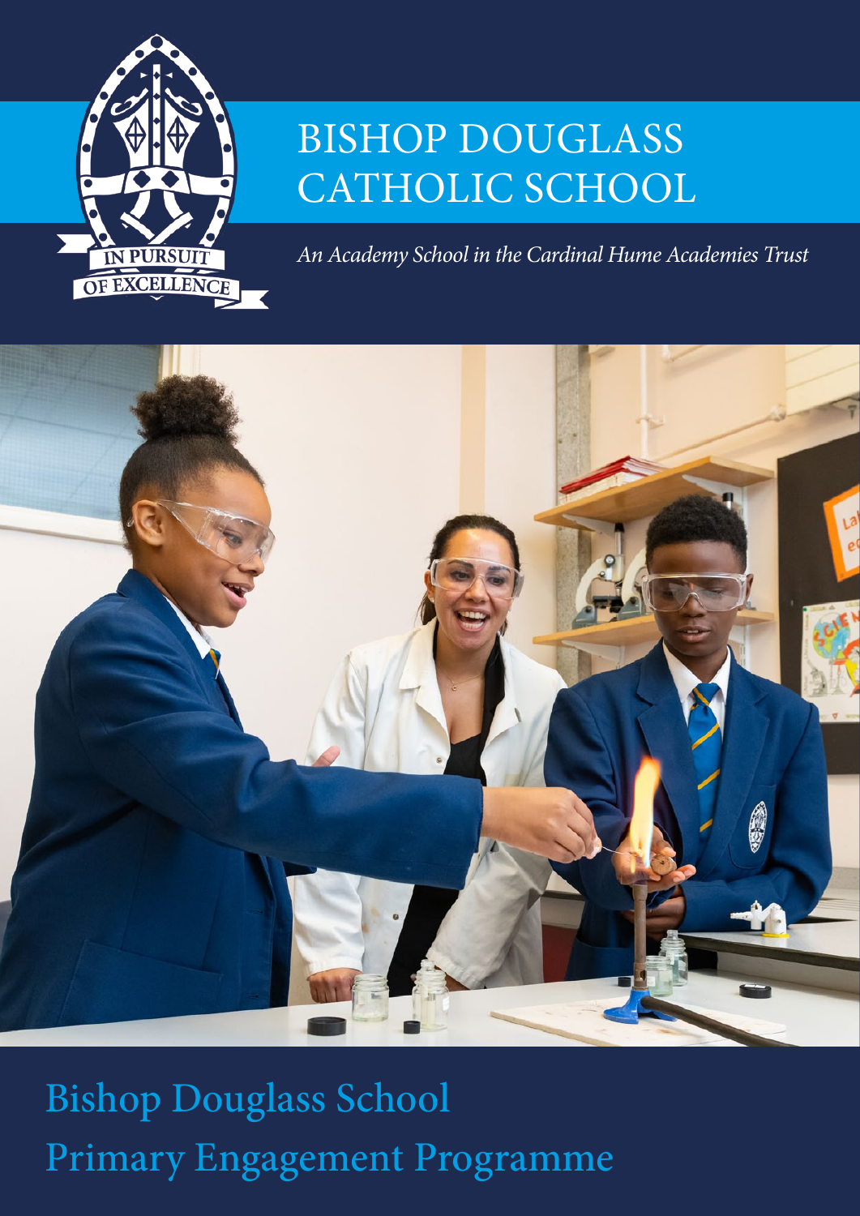# BISHOP DOUGLASS CATHOLIC SCHOOL

IN PURSUIT OF EXCELLENCE

*An Academy School in the Cardinal Hume Academies Trust*

## Bishop Douglass School
## Primary Engagement Programme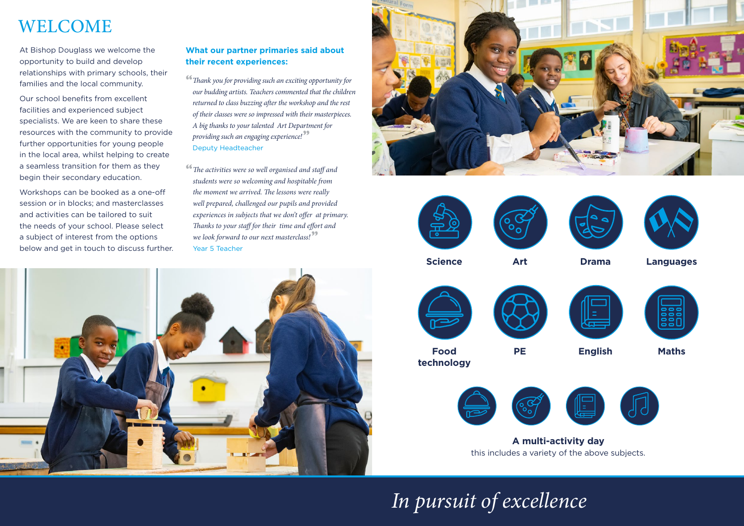# WELCOME

At Bishop Douglass we welcome the opportunity to build and develop relationships with primary schools, their families and the local community.

Our school benefits from excellent facilities and experienced subject specialists. We are keen to share these resources with the community to provide further opportunities for young people in the local area, whilst helping to create a seamless transition for them as they begin their secondary education.

Workshops can be booked as a one-off session or in blocks; and masterclasses and activities can be tailored to suit the needs of your school. Please select a subject of interest from the options below and get in touch to discuss further.

### What our partner primaries said about their recent experiences:

*"Thank you for providing such an exciting opportunity for our budding artists. Teachers commented that the children returned to class buzzing after the workshop and the rest of their classes were so impressed with their masterpieces. A big thanks to your talented Art Department for providing such an engaging experience!"*

Deputy Headteacher

*"The activities were so well organised and staff and students were so welcoming and hospitable from the moment we arrived. The lessons were really well prepared, challenged our pupils and provided experiences in subjects that we don't offer at primary. Thanks to your staff for their time and effort and we look forward to our next masterclass!"*

Year 5 Teacher

**Science**

**Art**

**Drama**

**Languages**

**Food technology**

**PE**

**English**

**Maths**

**A multi-activity day**
this includes a variety of the above subjects.

*In pursuit of excellence*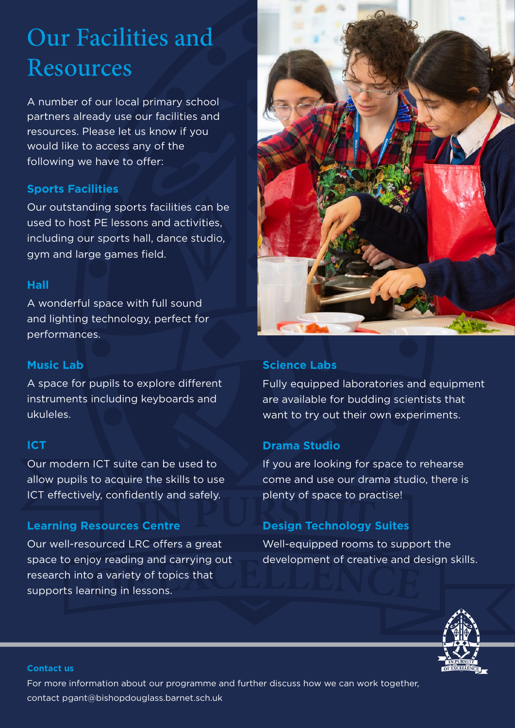# Our Facilities and Resources

A number of our local primary school partners already use our facilities and resources. Please let us know if you would like to access any of the following we have to offer:

### Sports Facilities

Our outstanding sports facilities can be used to host PE lessons and activities, including our sports hall, dance studio, gym and large games field.

### Hall

A wonderful space with full sound and lighting technology, perfect for performances.

### Music Lab

A space for pupils to explore different instruments including keyboards and ukuleles.

### ICT

Our modern ICT suite can be used to allow pupils to acquire the skills to use ICT effectively, confidently and safely.

### Learning Resources Centre

Our well-resourced LRC offers a great space to enjoy reading and carrying out research into a variety of topics that supports learning in lessons.

### Science Labs

Fully equipped laboratories and equipment are available for budding scientists that want to try out their own experiments.

### Drama Studio

If you are looking for space to rehearse come and use our drama studio, there is plenty of space to practise!

### Design Technology Suites

Well-equipped rooms to support the development of creative and design skills.

IN PURSUIT OF EXCELLENCE

**Contact us**

For more information about our programme and further discuss how we can work together, contact pgant@bishopdouglass.barnet.sch.uk